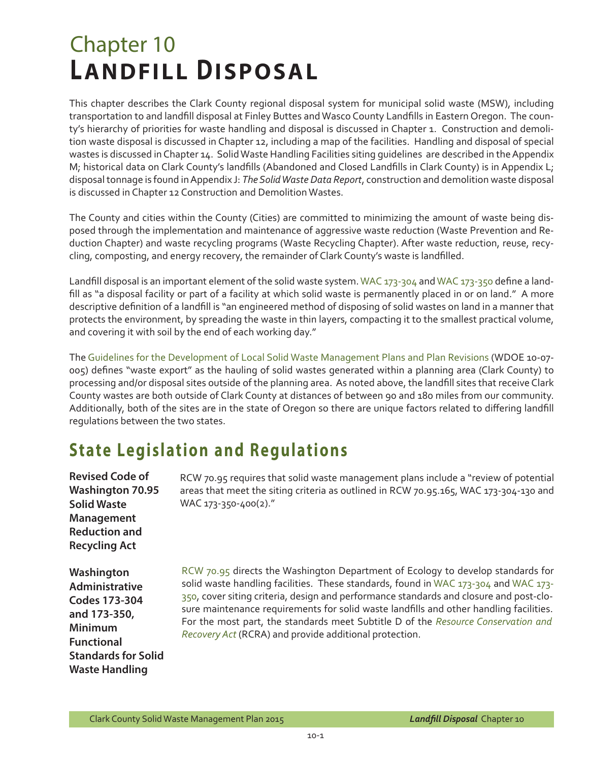# Chapter 10
# Landfill Disposal

This chapter describes the Clark County regional disposal system for municipal solid waste (MSW), including transportation to and landfill disposal at Finley Buttes and Wasco County Landfills in Eastern Oregon. The county's hierarchy of priorities for waste handling and disposal is discussed in Chapter 1. Construction and demolition waste disposal is discussed in Chapter 12, including a map of the facilities. Handling and disposal of special wastes is discussed in Chapter 14. Solid Waste Handling Facilities siting guidelines are described in the Appendix M; historical data on Clark County's landfills (Abandoned and Closed Landfills in Clark County) is in Appendix L; disposal tonnage is found in Appendix J: *The Solid Waste Data Report*, construction and demolition waste disposal is discussed in Chapter 12 Construction and Demolition Wastes.

The County and cities within the County (Cities) are committed to minimizing the amount of waste being disposed through the implementation and maintenance of aggressive waste reduction (Waste Prevention and Reduction Chapter) and waste recycling programs (Waste Recycling Chapter). After waste reduction, reuse, recycling, composting, and energy recovery, the remainder of Clark County's waste is landfilled.

Landfill disposal is an important element of the solid waste system. WAC 173-304 and WAC 173-350 define a landfill as "a disposal facility or part of a facility at which solid waste is permanently placed in or on land." A more descriptive definition of a landfill is "an engineered method of disposing of solid wastes on land in a manner that protects the environment, by spreading the waste in thin layers, compacting it to the smallest practical volume, and covering it with soil by the end of each working day."

The Guidelines for the Development of Local Solid Waste Management Plans and Plan Revisions (WDOE 10-07-005) defines "waste export" as the hauling of solid wastes generated within a planning area (Clark County) to processing and/or disposal sites outside of the planning area. As noted above, the landfill sites that receive Clark County wastes are both outside of Clark County at distances of between 90 and 180 miles from our community. Additionally, both of the sites are in the state of Oregon so there are unique factors related to differing landfill regulations between the two states.

## State Legislation and Regulations

**Revised Code of Washington 70.95 Solid Waste Management Reduction and Recycling Act**

RCW 70.95 requires that solid waste management plans include a "review of potential areas that meet the siting criteria as outlined in RCW 70.95.165, WAC 173-304-130 and WAC 173-350-400(2)."

**Washington Administrative Codes 173-304 and 173-350, Minimum Functional Standards for Solid Waste Handling**

RCW 70.95 directs the Washington Department of Ecology to develop standards for solid waste handling facilities. These standards, found in WAC 173-304 and WAC 173-350, cover siting criteria, design and performance standards and closure and post-closure maintenance requirements for solid waste landfills and other handling facilities. For the most part, the standards meet Subtitle D of the *Resource Conservation and Recovery Act* (RCRA) and provide additional protection.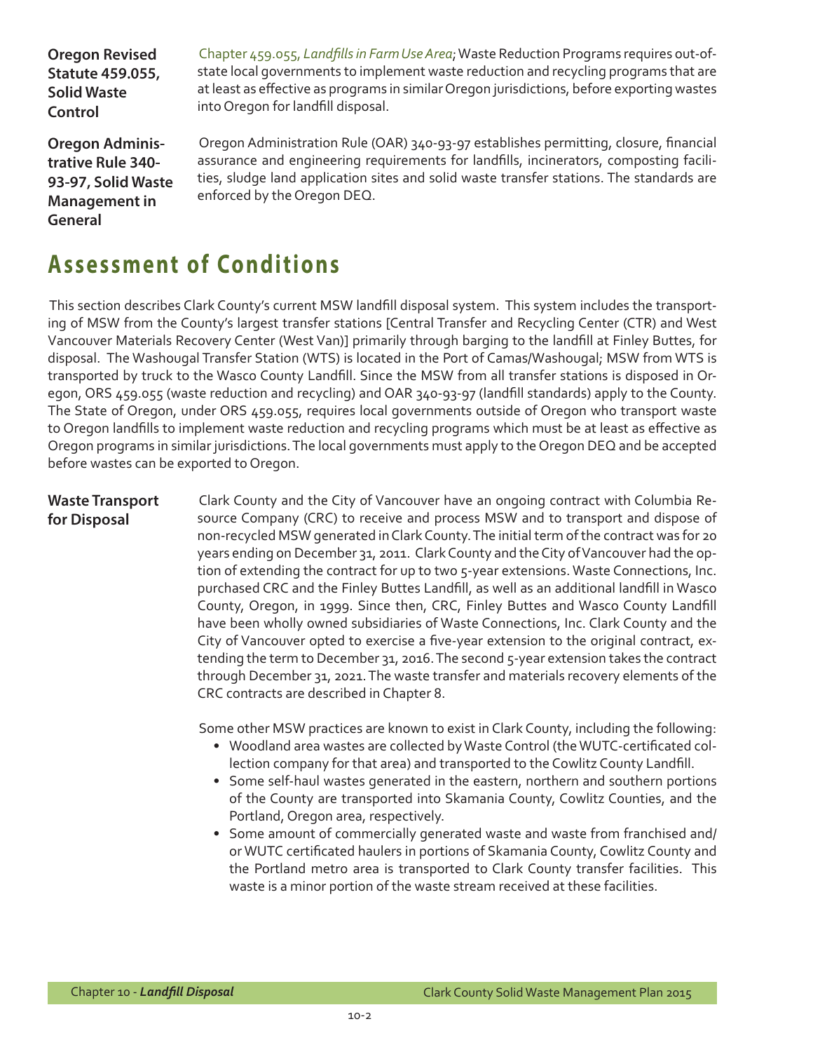**Oregon Revised Statute 459.055, Solid Waste Control**

Chapter 459.055, *Landfills in Farm Use Area*; Waste Reduction Programs requires out-of-state local governments to implement waste reduction and recycling programs that are at least as effective as programs in similar Oregon jurisdictions, before exporting wastes into Oregon for landfill disposal.

**Oregon Administrative Rule 340-93-97, Solid Waste Management in General**

Oregon Administrative Rule (OAR) 340-93-97 establishes permitting, closure, financial assurance and engineering requirements for landfills, incinerators, composting facilities, sludge land application sites and solid waste transfer stations. The standards are enforced by the Oregon DEQ.

# Assessment of Conditions

This section describes Clark County's current MSW landfill disposal system. This system includes the transporting of MSW from the County's largest transfer stations [Central Transfer and Recycling Center (CTR) and West Vancouver Materials Recovery Center (West Van)] primarily through barging to the landfill at Finley Buttes, for disposal. The Washougal Transfer Station (WTS) is located in the Port of Camas/Washougal; MSW from WTS is transported by truck to the Wasco County Landfill. Since the MSW from all transfer stations is disposed in Oregon, ORS 459.055 (waste reduction and recycling) and OAR 340-93-97 (landfill standards) apply to the County. The State of Oregon, under ORS 459.055, requires local governments outside of Oregon who transport waste to Oregon landfills to implement waste reduction and recycling programs which must be at least as effective as Oregon programs in similar jurisdictions. The local governments must apply to the Oregon DEQ and be accepted before wastes can be exported to Oregon.

**Waste Transport for Disposal**

Clark County and the City of Vancouver have an ongoing contract with Columbia Resource Company (CRC) to receive and process MSW and to transport and dispose of non-recycled MSW generated in Clark County. The initial term of the contract was for 20 years ending on December 31, 2011. Clark County and the City of Vancouver had the option of extending the contract for up to two 5-year extensions. Waste Connections, Inc. purchased CRC and the Finley Buttes Landfill, as well as an additional landfill in Wasco County, Oregon, in 1999. Since then, CRC, Finley Buttes and Wasco County Landfill have been wholly owned subsidiaries of Waste Connections, Inc. Clark County and the City of Vancouver opted to exercise a five-year extension to the original contract, extending the term to December 31, 2016. The second 5-year extension takes the contract through December 31, 2021. The waste transfer and materials recovery elements of the CRC contracts are described in Chapter 8.

Some other MSW practices are known to exist in Clark County, including the following:

- Woodland area wastes are collected by Waste Control (the WUTC-certificated collection company for that area) and transported to the Cowlitz County Landfill.
- Some self-haul wastes generated in the eastern, northern and southern portions of the County are transported into Skamania County, Cowlitz Counties, and the Portland, Oregon area, respectively.
- Some amount of commercially generated waste and waste from franchised and/or WUTC certificated haulers in portions of Skamania County, Cowlitz County and the Portland metro area is transported to Clark County transfer facilities. This waste is a minor portion of the waste stream received at these facilities.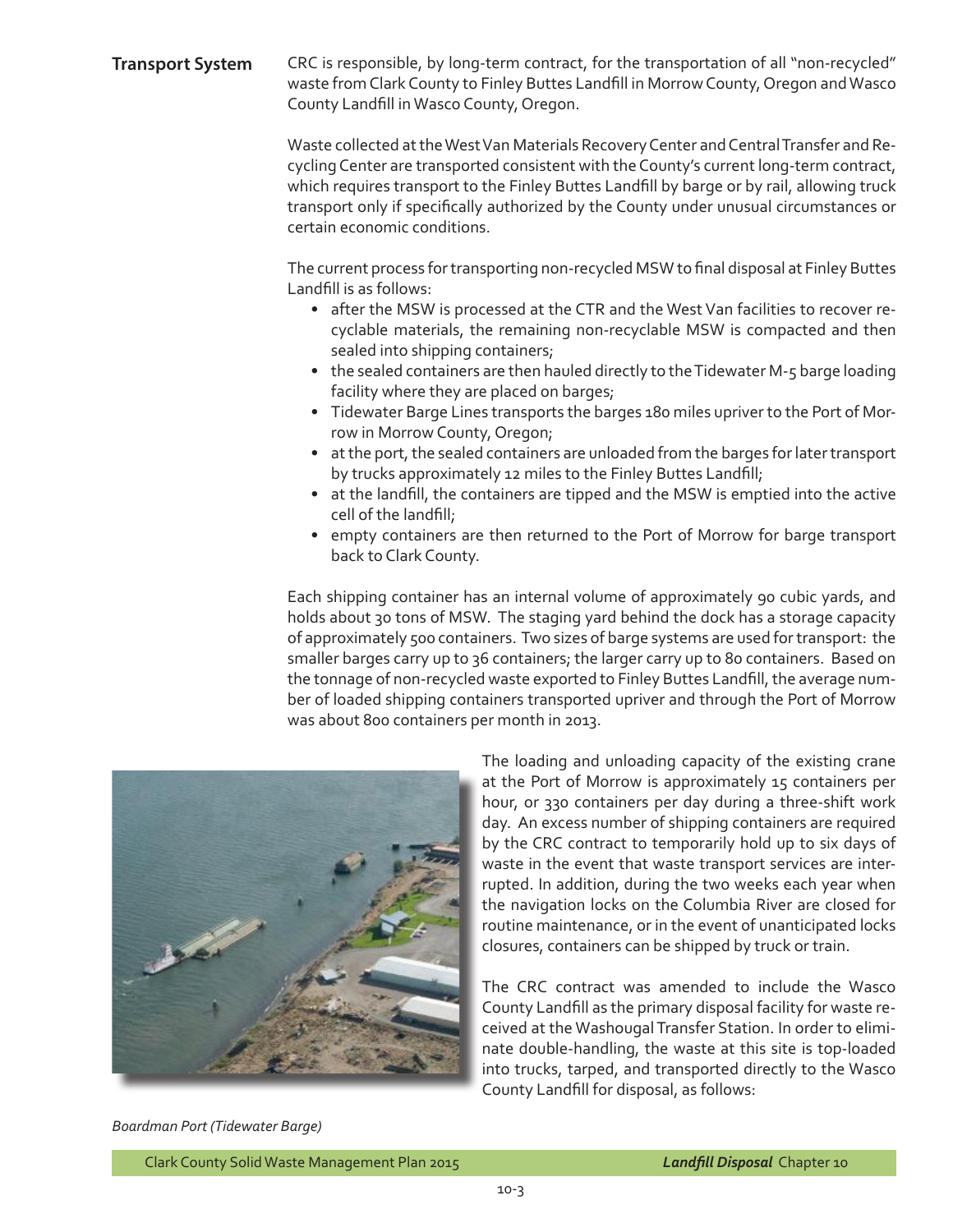## Transport System

CRC is responsible, by long-term contract, for the transportation of all "non-recycled" waste from Clark County to Finley Buttes Landfill in Morrow County, Oregon and Wasco County Landfill in Wasco County, Oregon.

Waste collected at the West Van Materials Recovery Center and Central Transfer and Recycling Center are transported consistent with the County's current long-term contract, which requires transport to the Finley Buttes Landfill by barge or by rail, allowing truck transport only if specifically authorized by the County under unusual circumstances or certain economic conditions.

The current process for transporting non-recycled MSW to final disposal at Finley Buttes Landfill is as follows:

- after the MSW is processed at the CTR and the West Van facilities to recover recyclable materials, the remaining non-recyclable MSW is compacted and then sealed into shipping containers;
- the sealed containers are then hauled directly to the Tidewater M-5 barge loading facility where they are placed on barges;
- Tidewater Barge Lines transports the barges 180 miles upriver to the Port of Morrow in Morrow County, Oregon;
- at the port, the sealed containers are unloaded from the barges for later transport by trucks approximately 12 miles to the Finley Buttes Landfill;
- at the landfill, the containers are tipped and the MSW is emptied into the active cell of the landfill;
- empty containers are then returned to the Port of Morrow for barge transport back to Clark County.

Each shipping container has an internal volume of approximately 90 cubic yards, and holds about 30 tons of MSW. The staging yard behind the dock has a storage capacity of approximately 500 containers. Two sizes of barge systems are used for transport: the smaller barges carry up to 36 containers; the larger carry up to 80 containers. Based on the tonnage of non-recycled waste exported to Finley Buttes Landfill, the average number of loaded shipping containers transported upriver and through the Port of Morrow was about 800 containers per month in 2013.

The loading and unloading capacity of the existing crane at the Port of Morrow is approximately 15 containers per hour, or 330 containers per day during a three-shift work day. An excess number of shipping containers are required by the CRC contract to temporarily hold up to six days of waste in the event that waste transport services are interrupted. In addition, during the two weeks each year when the navigation locks on the Columbia River are closed for routine maintenance, or in the event of unanticipated locks closures, containers can be shipped by truck or train.

The CRC contract was amended to include the Wasco County Landfill as the primary disposal facility for waste received at the Washougal Transfer Station. In order to eliminate double-handling, the waste at this site is top-loaded into trucks, tarped, and transported directly to the Wasco County Landfill for disposal, as follows:

*Boardman Port (Tidewater Barge)*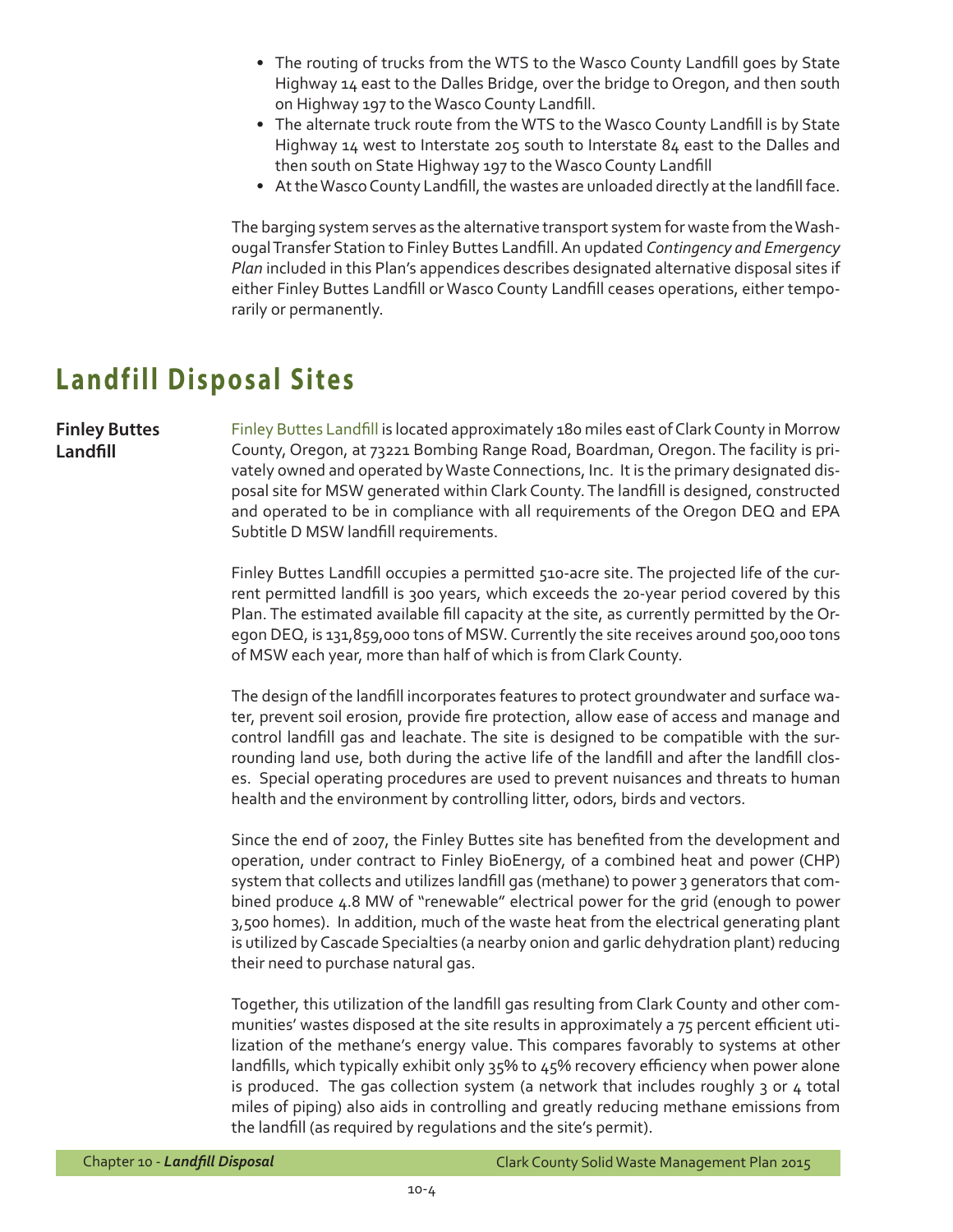- The routing of trucks from the WTS to the Wasco County Landfill goes by State Highway 14 east to the Dalles Bridge, over the bridge to Oregon, and then south on Highway 197 to the Wasco County Landfill.
- The alternate truck route from the WTS to the Wasco County Landfill is by State Highway 14 west to Interstate 205 south to Interstate 84 east to the Dalles and then south on State Highway 197 to the Wasco County Landfill
- At the Wasco County Landfill, the wastes are unloaded directly at the landfill face.

The barging system serves as the alternative transport system for waste from the Washougal Transfer Station to Finley Buttes Landfill. An updated *Contingency and Emergency Plan* included in this Plan's appendices describes designated alternative disposal sites if either Finley Buttes Landfill or Wasco County Landfill ceases operations, either temporarily or permanently.

## Landfill Disposal Sites

### Finley Buttes Landfill

Finley Buttes Landfill is located approximately 180 miles east of Clark County in Morrow County, Oregon, at 73221 Bombing Range Road, Boardman, Oregon. The facility is privately owned and operated by Waste Connections, Inc. It is the primary designated disposal site for MSW generated within Clark County. The landfill is designed, constructed and operated to be in compliance with all requirements of the Oregon DEQ and EPA Subtitle D MSW landfill requirements.

Finley Buttes Landfill occupies a permitted 510-acre site. The projected life of the current permitted landfill is 300 years, which exceeds the 20-year period covered by this Plan. The estimated available fill capacity at the site, as currently permitted by the Oregon DEQ, is 131,859,000 tons of MSW. Currently the site receives around 500,000 tons of MSW each year, more than half of which is from Clark County.

The design of the landfill incorporates features to protect groundwater and surface water, prevent soil erosion, provide fire protection, allow ease of access and manage and control landfill gas and leachate. The site is designed to be compatible with the surrounding land use, both during the active life of the landfill and after the landfill closes. Special operating procedures are used to prevent nuisances and threats to human health and the environment by controlling litter, odors, birds and vectors.

Since the end of 2007, the Finley Buttes site has benefited from the development and operation, under contract to Finley BioEnergy, of a combined heat and power (CHP) system that collects and utilizes landfill gas (methane) to power 3 generators that combined produce 4.8 MW of "renewable" electrical power for the grid (enough to power 3,500 homes). In addition, much of the waste heat from the electrical generating plant is utilized by Cascade Specialties (a nearby onion and garlic dehydration plant) reducing their need to purchase natural gas.

Together, this utilization of the landfill gas resulting from Clark County and other communities' wastes disposed at the site results in approximately a 75 percent efficient utilization of the methane's energy value. This compares favorably to systems at other landfills, which typically exhibit only 35% to 45% recovery efficiency when power alone is produced. The gas collection system (a network that includes roughly 3 or 4 total miles of piping) also aids in controlling and greatly reducing methane emissions from the landfill (as required by regulations and the site's permit).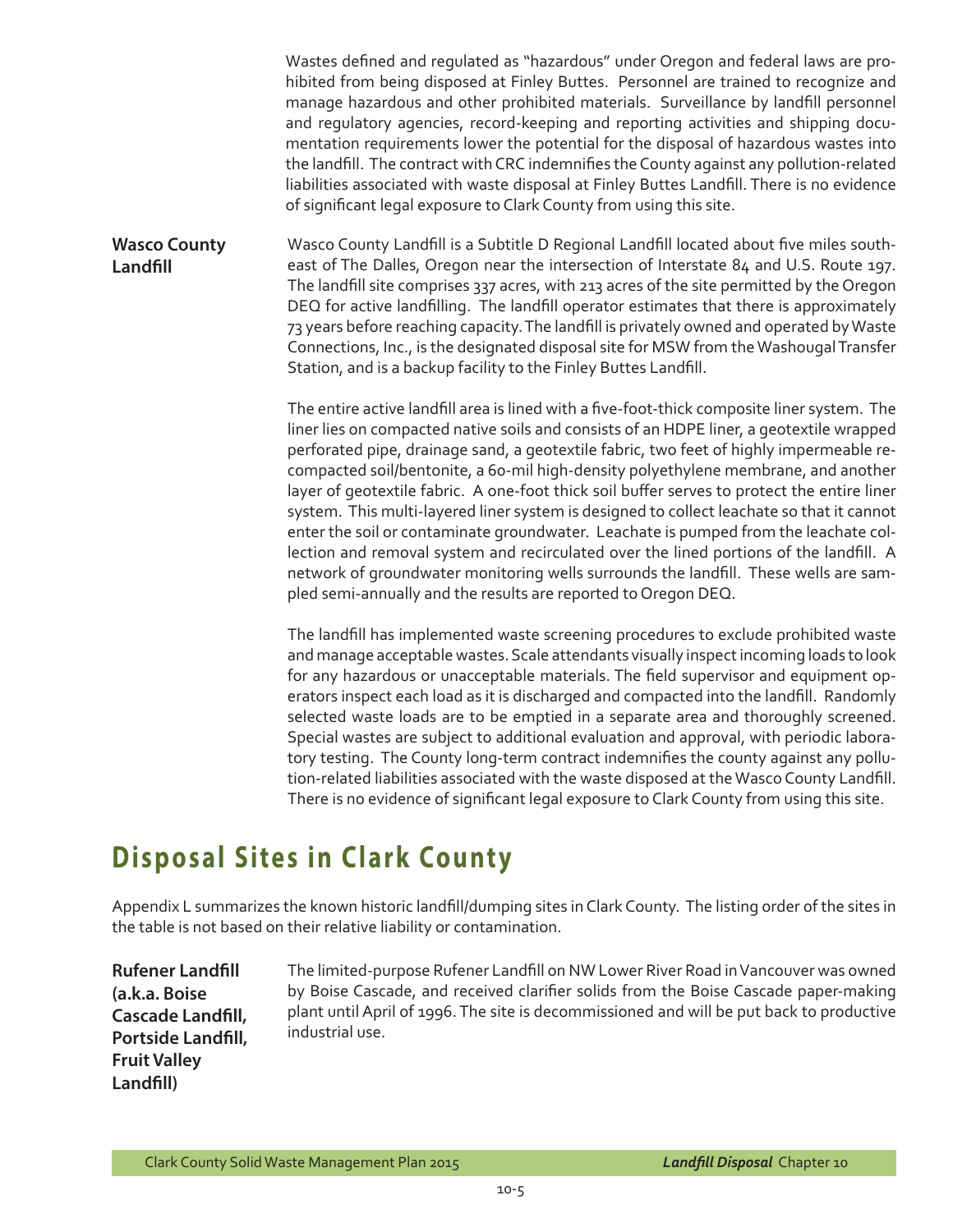Wastes defined and regulated as "hazardous" under Oregon and federal laws are prohibited from being disposed at Finley Buttes. Personnel are trained to recognize and manage hazardous and other prohibited materials. Surveillance by landfill personnel and regulatory agencies, record-keeping and reporting activities and shipping documentation requirements lower the potential for the disposal of hazardous wastes into the landfill. The contract with CRC indemnifies the County against any pollution-related liabilities associated with waste disposal at Finley Buttes Landfill. There is no evidence of significant legal exposure to Clark County from using this site.

**Wasco County Landfill**

Wasco County Landfill is a Subtitle D Regional Landfill located about five miles southeast of The Dalles, Oregon near the intersection of Interstate 84 and U.S. Route 197. The landfill site comprises 337 acres, with 213 acres of the site permitted by the Oregon DEQ for active landfilling. The landfill operator estimates that there is approximately 73 years before reaching capacity. The landfill is privately owned and operated by Waste Connections, Inc., is the designated disposal site for MSW from the Washougal Transfer Station, and is a backup facility to the Finley Buttes Landfill.

The entire active landfill area is lined with a five-foot-thick composite liner system. The liner lies on compacted native soils and consists of an HDPE liner, a geotextile wrapped perforated pipe, drainage sand, a geotextile fabric, two feet of highly impermeable recompacted soil/bentonite, a 60-mil high-density polyethylene membrane, and another layer of geotextile fabric. A one-foot thick soil buffer serves to protect the entire liner system. This multi-layered liner system is designed to collect leachate so that it cannot enter the soil or contaminate groundwater. Leachate is pumped from the leachate collection and removal system and recirculated over the lined portions of the landfill. A network of groundwater monitoring wells surrounds the landfill. These wells are sampled semi-annually and the results are reported to Oregon DEQ.

The landfill has implemented waste screening procedures to exclude prohibited waste and manage acceptable wastes. Scale attendants visually inspect incoming loads to look for any hazardous or unacceptable materials. The field supervisor and equipment operators inspect each load as it is discharged and compacted into the landfill. Randomly selected waste loads are to be emptied in a separate area and thoroughly screened. Special wastes are subject to additional evaluation and approval, with periodic laboratory testing. The County long-term contract indemnifies the county against any pollution-related liabilities associated with the waste disposed at the Wasco County Landfill. There is no evidence of significant legal exposure to Clark County from using this site.

## Disposal Sites in Clark County

Appendix L summarizes the known historic landfill/dumping sites in Clark County. The listing order of the sites in the table is not based on their relative liability or contamination.

**Rufener Landfill (a.k.a. Boise Cascade Landfill, Portside Landfill, Fruit Valley Landfill)**

The limited-purpose Rufener Landfill on NW Lower River Road in Vancouver was owned by Boise Cascade, and received clarifier solids from the Boise Cascade paper-making plant until April of 1996. The site is decommissioned and will be put back to productive industrial use.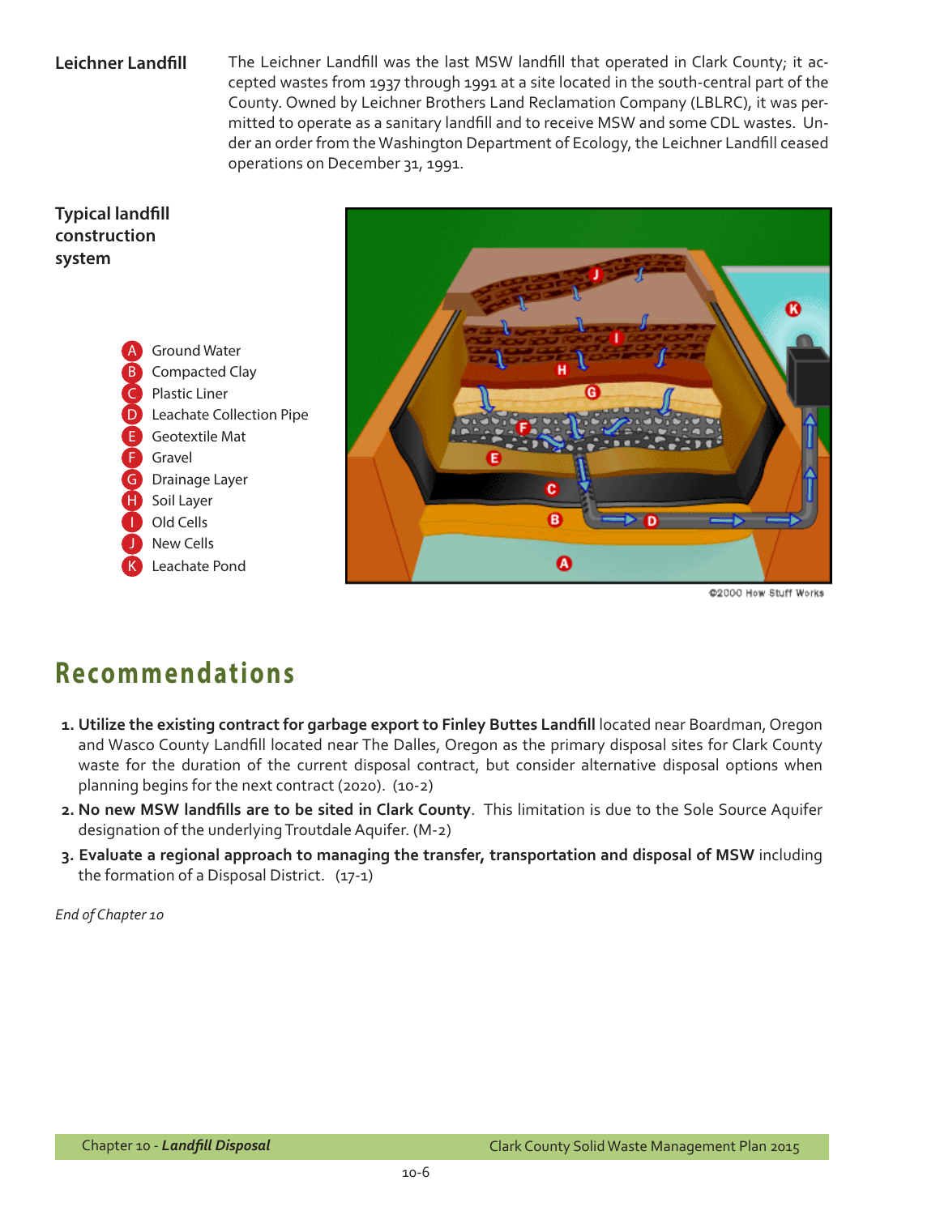**Leichner Landfill**

The Leichner Landfill was the last MSW landfill that operated in Clark County; it accepted wastes from 1937 through 1991 at a site located in the south-central part of the County. Owned by Leichner Brothers Land Reclamation Company (LBLRC), it was permitted to operate as a sanitary landfill and to receive MSW and some CDL wastes. Under an order from the Washington Department of Ecology, the Leichner Landfill ceased operations on December 31, 1991.

**Typical landfill construction system**

A Ground Water
B Compacted Clay
C Plastic Liner
D Leachate Collection Pipe
E Geotextile Mat
F Gravel
G Drainage Layer
H Soil Layer
I Old Cells
J New Cells
K Leachate Pond

©2000 How Stuff Works

# Recommendations

1. **Utilize the existing contract for garbage export to Finley Buttes Landfill** located near Boardman, Oregon and Wasco County Landfill located near The Dalles, Oregon as the primary disposal sites for Clark County waste for the duration of the current disposal contract, but consider alternative disposal options when planning begins for the next contract (2020). (10-2)
2. **No new MSW landfills are to be sited in Clark County**. This limitation is due to the Sole Source Aquifer designation of the underlying Troutdale Aquifer. (M-2)
3. **Evaluate a regional approach to managing the transfer, transportation and disposal of MSW** including the formation of a Disposal District. (17-1)

*End of Chapter 10*